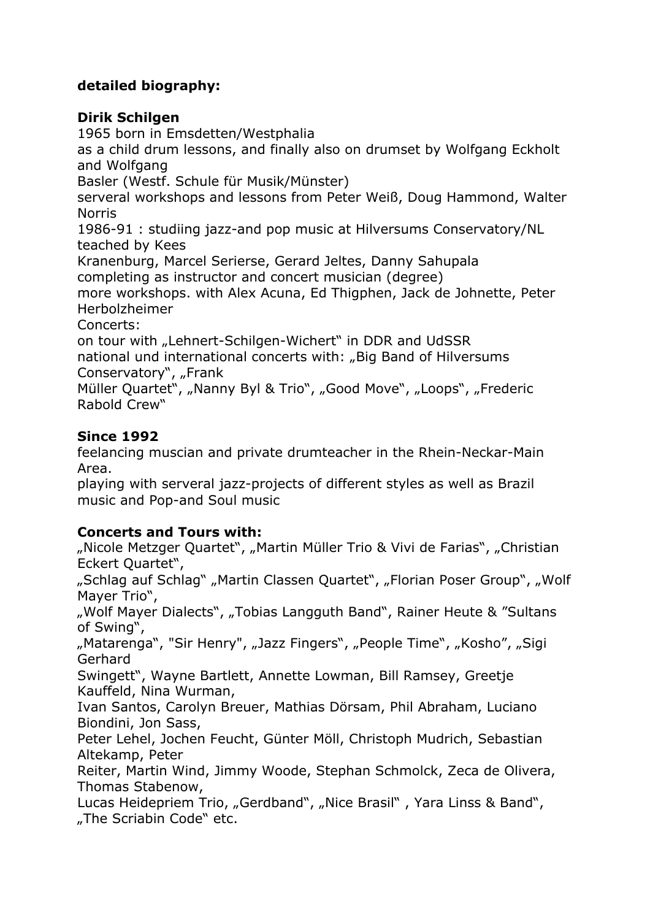**detailed biography:**

**Dirik Schilgen**

1965 born in Emsdetten/Westphalia
as a child drum lessons, and finally also on drumset by Wolfgang Eckholt and Wolfgang Basler (Westf. Schule für Musik/Münster)
serveral workshops and lessons from Peter Weiß, Doug Hammond, Walter Norris
1986-91 : studiing jazz-and pop music at Hilversums Conservatory/NL teached by Kees Kranenburg, Marcel Serierse, Gerard Jeltes, Danny Sahupala
completing as instructor and concert musician (degree)
more workshops. with Alex Acuna, Ed Thigphen, Jack de Johnette, Peter Herbolzheimer
Concerts:
on tour with „Lehnert-Schilgen-Wichert" in DDR and UdSSR
national und international concerts with: „Big Band of Hilversums Conservatory", „Frank Müller Quartet", „Nanny Byl & Trio", „Good Move", „Loops", „Frederic Rabold Crew"

**Since 1992**

feelancing muscian and private drumteacher in the Rhein-Neckar-Main Area.
playing with serveral jazz-projects of different styles as well as Brazil music and Pop-and Soul music

**Concerts and Tours with:**

„Nicole Metzger Quartet", „Martin Müller Trio & Vivi de Farias", „Christian Eckert Quartet", „Schlag auf Schlag" „Martin Classen Quartet", „Florian Poser Group", „Wolf Mayer Trio", „Wolf Mayer Dialects", „Tobias Langguth Band", Rainer Heute & "Sultans of Swing", „Matarenga", "Sir Henry", „Jazz Fingers", „People Time", „Kosho", „Sigi Gerhard Swingett", Wayne Bartlett, Annette Lowman, Bill Ramsey, Greetje Kauffeld, Nina Wurman, Ivan Santos, Carolyn Breuer, Mathias Dörsam, Phil Abraham, Luciano Biondini, Jon Sass, Peter Lehel, Jochen Feucht, Günter Möll, Christoph Mudrich, Sebastian Altekamp, Peter Reiter, Martin Wind, Jimmy Woode, Stephan Schmolck, Zeca de Olivera, Thomas Stabenow, Lucas Heidepriem Trio, „Gerdband", „Nice Brasil" , Yara Linss & Band", „The Scriabin Code" etc.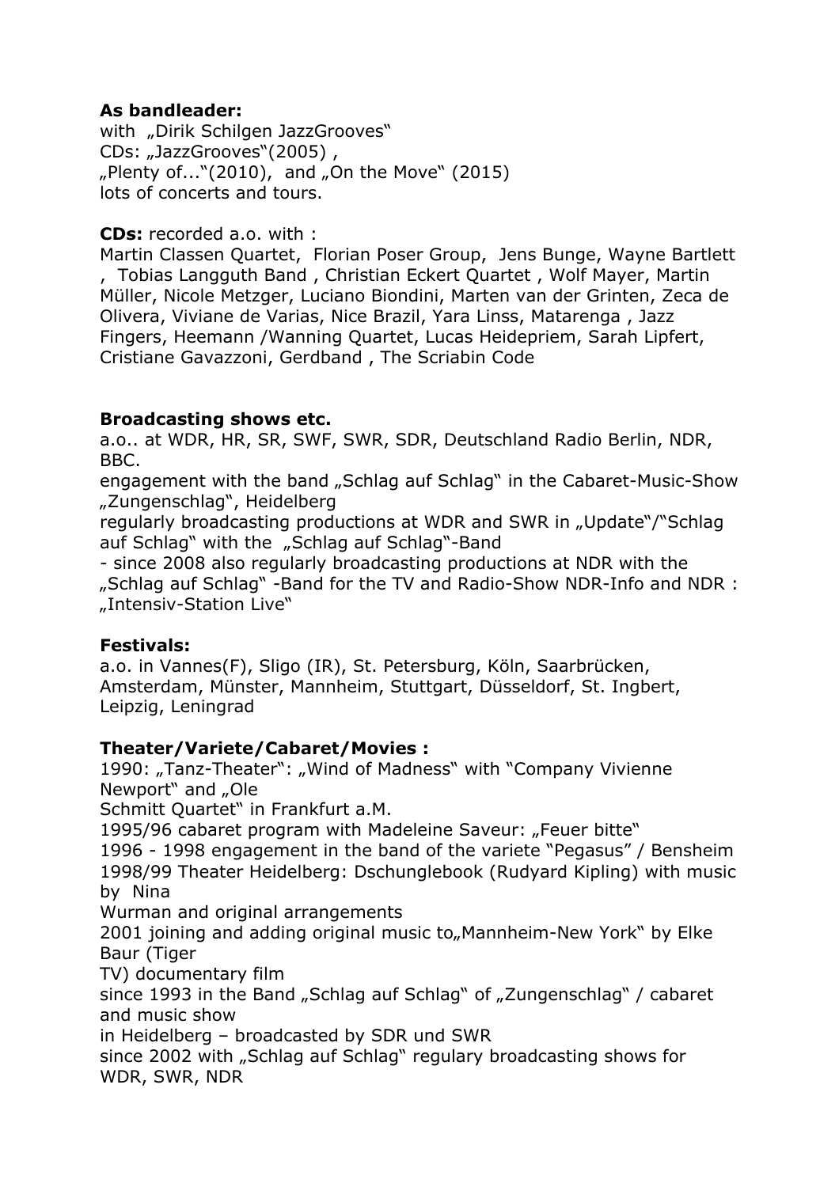**As bandleader:**
with „Dirik Schilgen JazzGrooves"
CDs: „JazzGrooves"(2005) ,
„Plenty of..."(2010), and „On the Move" (2015)
lots of concerts and tours.

**CDs:** recorded a.o. with :
Martin Classen Quartet, Florian Poser Group, Jens Bunge, Wayne Bartlett , Tobias Langguth Band , Christian Eckert Quartet , Wolf Mayer, Martin Müller, Nicole Metzger, Luciano Biondini, Marten van der Grinten, Zeca de Olivera, Viviane de Varias, Nice Brazil, Yara Linss, Matarenga , Jazz Fingers, Heemann /Wanning Quartet, Lucas Heidepriem, Sarah Lipfert, Cristiane Gavazzoni, Gerdband , The Scriabin Code

**Broadcasting shows etc.**
a.o.. at WDR, HR, SR, SWF, SWR, SDR, Deutschland Radio Berlin, NDR, BBC.
engagement with the band „Schlag auf Schlag" in the Cabaret-Music-Show „Zungenschlag", Heidelberg
regularly broadcasting productions at WDR and SWR in „Update"/"Schlag auf Schlag" with the „Schlag auf Schlag"-Band
- since 2008 also regularly broadcasting productions at NDR with the „Schlag auf Schlag" -Band for the TV and Radio-Show NDR-Info and NDR : „Intensiv-Station Live"

**Festivals:**
a.o. in Vannes(F), Sligo (IR), St. Petersburg, Köln, Saarbrücken, Amsterdam, Münster, Mannheim, Stuttgart, Düsseldorf, St. Ingbert, Leipzig, Leningrad

**Theater/Variete/Cabaret/Movies :**
1990: „Tanz-Theater": „Wind of Madness" with "Company Vivienne Newport" and „Ole Schmitt Quartet" in Frankfurt a.M.
1995/96 cabaret program with Madeleine Saveur: „Feuer bitte"
1996 - 1998 engagement in the band of the variete "Pegasus" / Bensheim
1998/99 Theater Heidelberg: Dschunglebook (Rudyard Kipling) with music by Nina Wurman and original arrangements
2001 joining and adding original music to„Mannheim-New York" by Elke Baur (Tiger TV) documentary film
since 1993 in the Band „Schlag auf Schlag" of „Zungenschlag" / cabaret and music show in Heidelberg – broadcasted by SDR und SWR
since 2002 with „Schlag auf Schlag" regulary broadcasting shows for WDR, SWR, NDR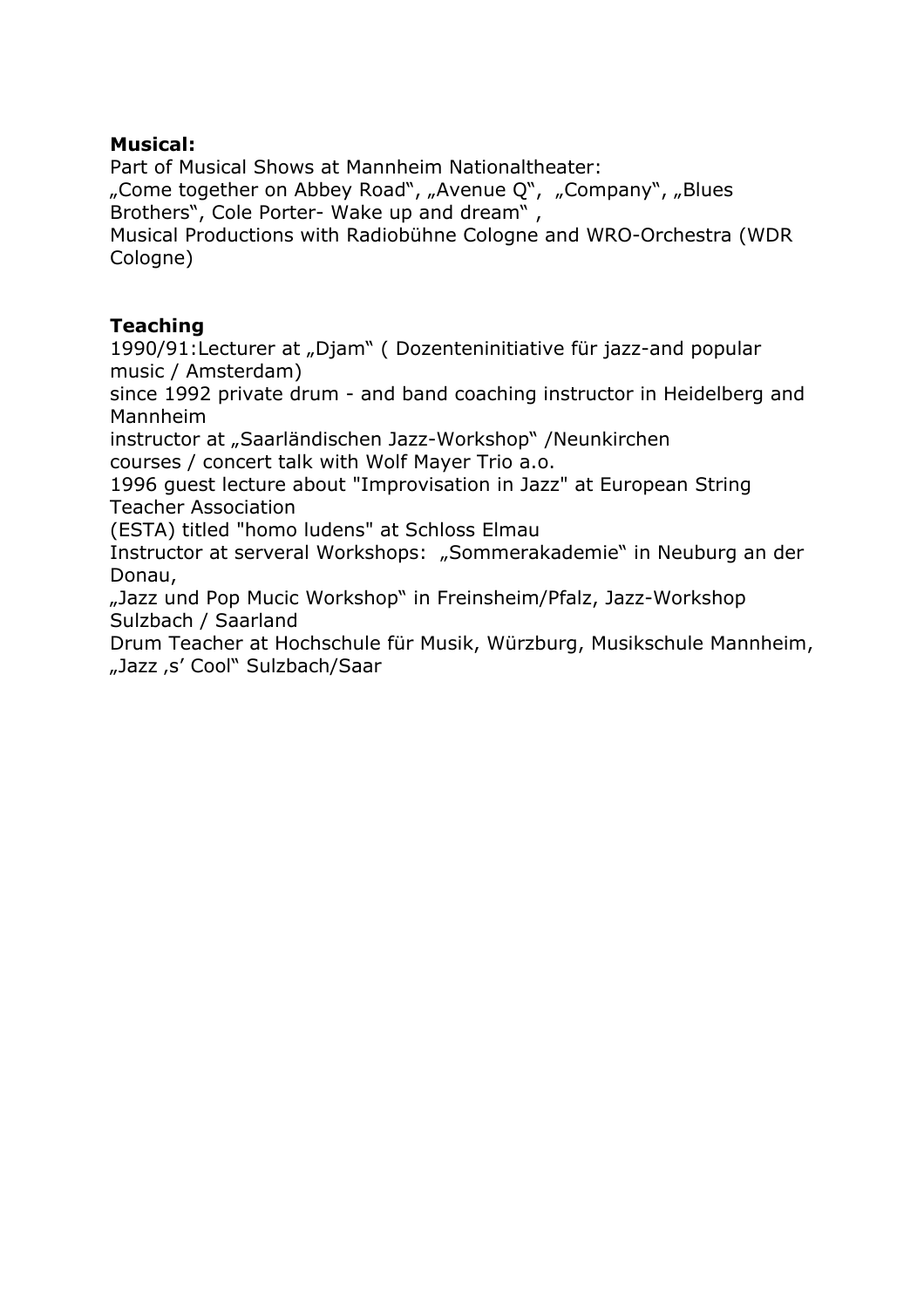**Musical:**

Part of Musical Shows at Mannheim Nationaltheater:
„Come together on Abbey Road", „Avenue Q", „Company", „Blues Brothers", Cole Porter- Wake up and dream" ,
Musical Productions with Radiobühne Cologne and WRO-Orchestra (WDR Cologne)

**Teaching**

1990/91:Lecturer at „Djam" ( Dozenteninitiative für jazz-and popular music / Amsterdam)
since 1992 private drum - and band coaching instructor in Heidelberg and Mannheim
instructor at „Saarländischen Jazz-Workshop" /Neunkirchen
courses / concert talk with Wolf Mayer Trio a.o.
1996 guest lecture about "Improvisation in Jazz" at European String Teacher Association
(ESTA) titled "homo ludens" at Schloss Elmau
Instructor at serveral Workshops: „Sommerakademie" in Neuburg an der Donau,
„Jazz und Pop Mucic Workshop" in Freinsheim/Pfalz, Jazz-Workshop Sulzbach / Saarland
Drum Teacher at Hochschule für Musik, Würzburg, Musikschule Mannheim, „Jazz ‚s' Cool" Sulzbach/Saar